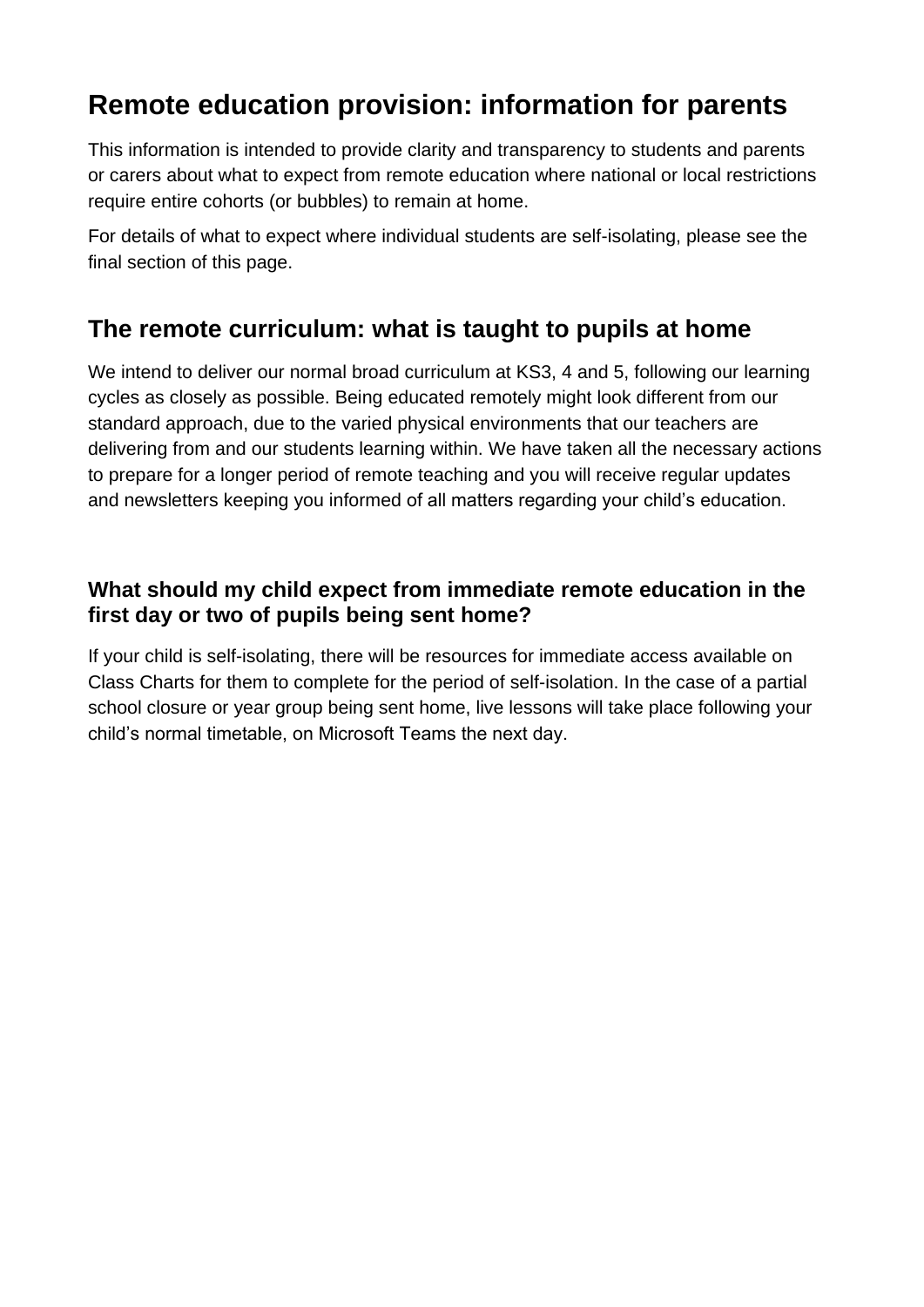# Remote education provision: information for parents

This information is intended to provide clarity and transparency to students and parents or carers about what to expect from remote education where national or local restrictions require entire cohorts (or bubbles) to remain at home.

For details of what to expect where individual students are self-isolating, please see the final section of this page.

## The remote curriculum: what is taught to pupils at home

We intend to deliver our normal broad curriculum at KS3, 4 and 5, following our learning cycles as closely as possible. Being educated remotely might look different from our standard approach, due to the varied physical environments that our teachers are delivering from and our students learning within. We have taken all the necessary actions to prepare for a longer period of remote teaching and you will receive regular updates and newsletters keeping you informed of all matters regarding your child's education.

### What should my child expect from immediate remote education in the first day or two of pupils being sent home?

If your child is self-isolating, there will be resources for immediate access available on Class Charts for them to complete for the period of self-isolation. In the case of a partial school closure or year group being sent home, live lessons will take place following your child's normal timetable, on Microsoft Teams the next day.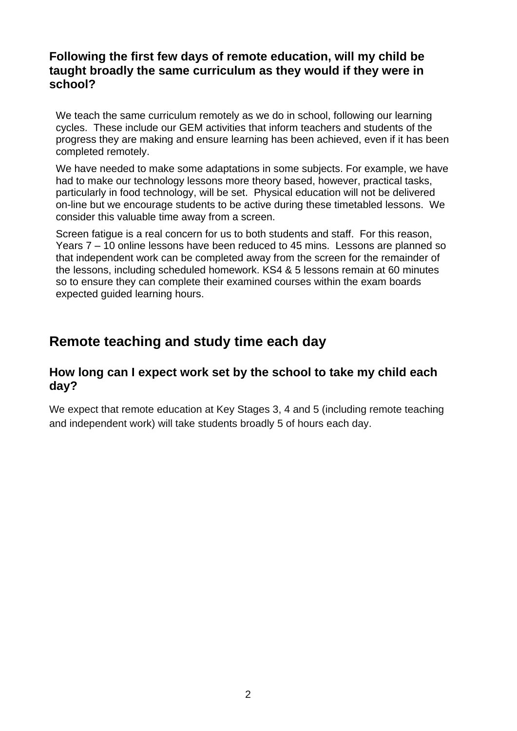### Following the first few days of remote education, will my child be taught broadly the same curriculum as they would if they were in school?

We teach the same curriculum remotely as we do in school, following our learning cycles. These include our GEM activities that inform teachers and students of the progress they are making and ensure learning has been achieved, even if it has been completed remotely.

We have needed to make some adaptations in some subjects. For example, we have had to make our technology lessons more theory based, however, practical tasks, particularly in food technology, will be set. Physical education will not be delivered on-line but we encourage students to be active during these timetabled lessons. We consider this valuable time away from a screen.

Screen fatigue is a real concern for us to both students and staff. For this reason, Years 7 – 10 online lessons have been reduced to 45 mins. Lessons are planned so that independent work can be completed away from the screen for the remainder of the lessons, including scheduled homework. KS4 & 5 lessons remain at 60 minutes so to ensure they can complete their examined courses within the exam boards expected guided learning hours.

## Remote teaching and study time each day

### How long can I expect work set by the school to take my child each day?

We expect that remote education at Key Stages 3, 4 and 5 (including remote teaching and independent work) will take students broadly 5 of hours each day.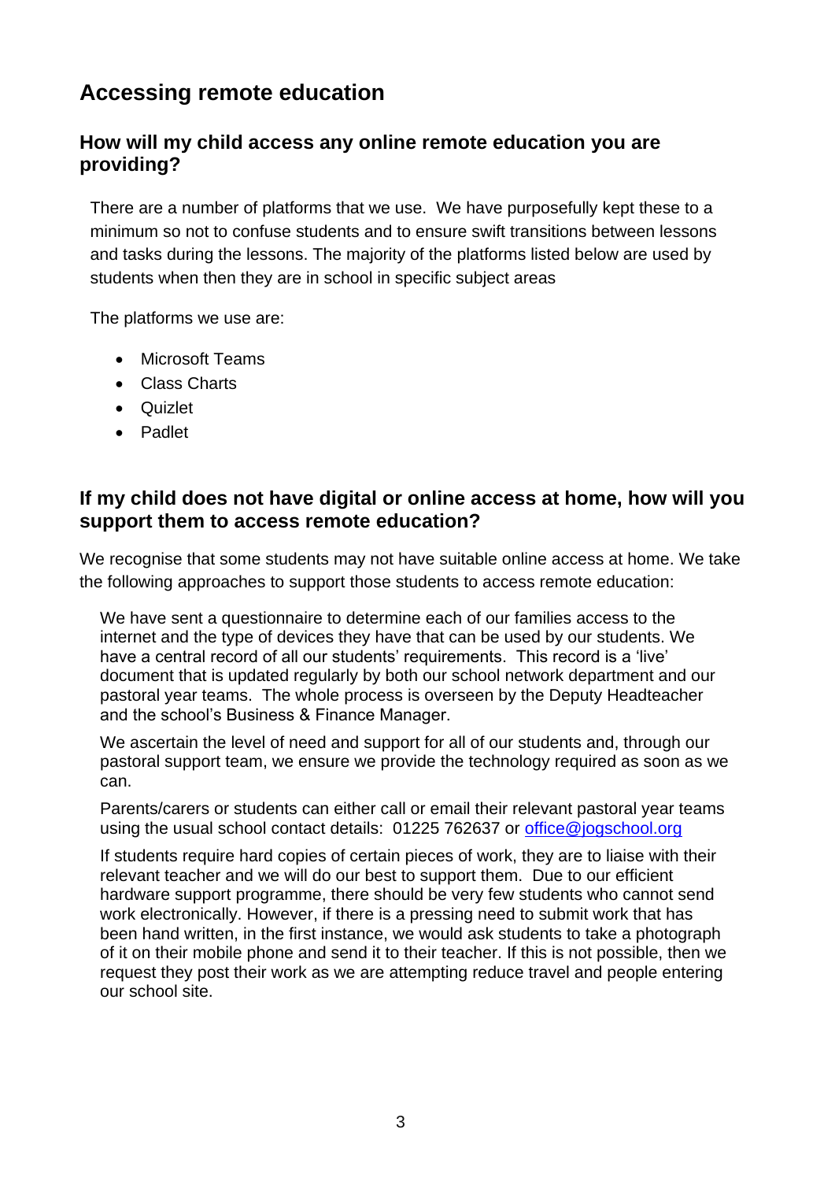## Accessing remote education

### How will my child access any online remote education you are providing?

There are a number of platforms that we use. We have purposefully kept these to a minimum so not to confuse students and to ensure swift transitions between lessons and tasks during the lessons. The majority of the platforms listed below are used by students when then they are in school in specific subject areas

The platforms we use are:

- Microsoft Teams
- Class Charts
- Quizlet
- Padlet

### If my child does not have digital or online access at home, how will you support them to access remote education?

We recognise that some students may not have suitable online access at home. We take the following approaches to support those students to access remote education:

We have sent a questionnaire to determine each of our families access to the internet and the type of devices they have that can be used by our students. We have a central record of all our students' requirements. This record is a 'live' document that is updated regularly by both our school network department and our pastoral year teams. The whole process is overseen by the Deputy Headteacher and the school's Business & Finance Manager.

We ascertain the level of need and support for all of our students and, through our pastoral support team, we ensure we provide the technology required as soon as we can.

Parents/carers or students can either call or email their relevant pastoral year teams using the usual school contact details: 01225 762637 or office@jogschool.org

If students require hard copies of certain pieces of work, they are to liaise with their relevant teacher and we will do our best to support them. Due to our efficient hardware support programme, there should be very few students who cannot send work electronically. However, if there is a pressing need to submit work that has been hand written, in the first instance, we would ask students to take a photograph of it on their mobile phone and send it to their teacher. If this is not possible, then we request they post their work as we are attempting reduce travel and people entering our school site.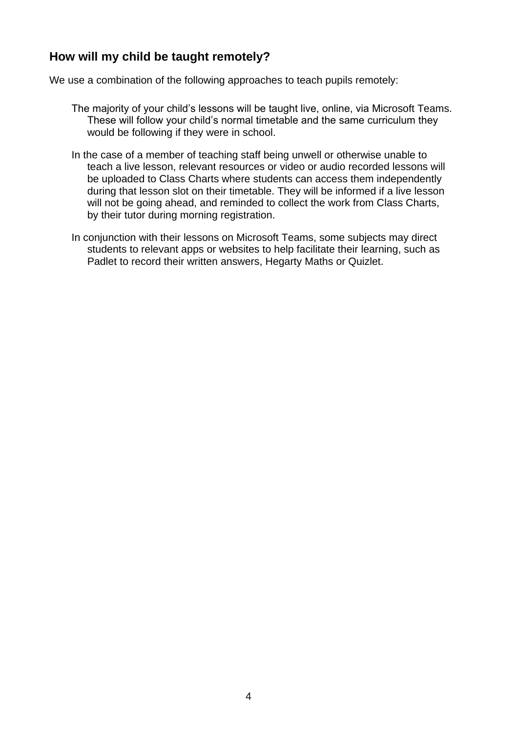## How will my child be taught remotely?

We use a combination of the following approaches to teach pupils remotely:

- The majority of your child's lessons will be taught live, online, via Microsoft Teams. These will follow your child's normal timetable and the same curriculum they would be following if they were in school.
- In the case of a member of teaching staff being unwell or otherwise unable to teach a live lesson, relevant resources or video or audio recorded lessons will be uploaded to Class Charts where students can access them independently during that lesson slot on their timetable. They will be informed if a live lesson will not be going ahead, and reminded to collect the work from Class Charts, by their tutor during morning registration.
- In conjunction with their lessons on Microsoft Teams, some subjects may direct students to relevant apps or websites to help facilitate their learning, such as Padlet to record their written answers, Hegarty Maths or Quizlet.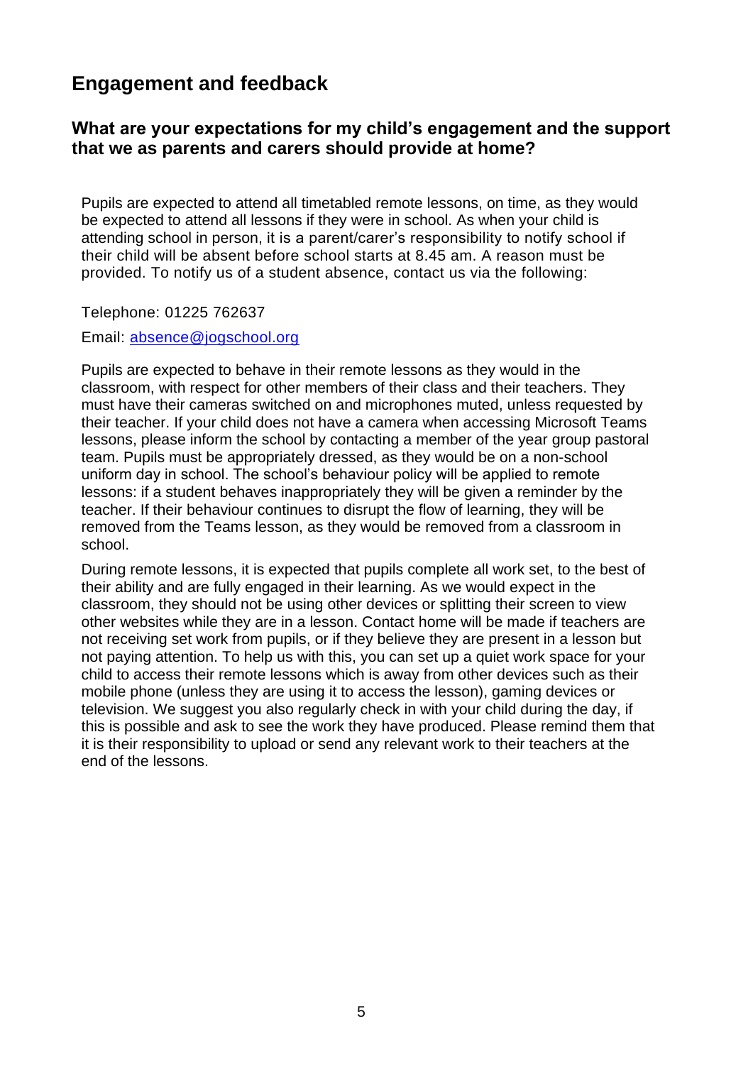## Engagement and feedback

### What are your expectations for my child's engagement and the support that we as parents and carers should provide at home?

Pupils are expected to attend all timetabled remote lessons, on time, as they would be expected to attend all lessons if they were in school. As when your child is attending school in person, it is a parent/carer's responsibility to notify school if their child will be absent before school starts at 8.45 am. A reason must be provided. To notify us of a student absence, contact us via the following:

Telephone: 01225 762637

Email: [absence@jogschool.org](mailto:absence@jogschool.org)

Pupils are expected to behave in their remote lessons as they would in the classroom, with respect for other members of their class and their teachers. They must have their cameras switched on and microphones muted, unless requested by their teacher. If your child does not have a camera when accessing Microsoft Teams lessons, please inform the school by contacting a member of the year group pastoral team. Pupils must be appropriately dressed, as they would be on a non-school uniform day in school. The school's behaviour policy will be applied to remote lessons: if a student behaves inappropriately they will be given a reminder by the teacher. If their behaviour continues to disrupt the flow of learning, they will be removed from the Teams lesson, as they would be removed from a classroom in school.

During remote lessons, it is expected that pupils complete all work set, to the best of their ability and are fully engaged in their learning. As we would expect in the classroom, they should not be using other devices or splitting their screen to view other websites while they are in a lesson. Contact home will be made if teachers are not receiving set work from pupils, or if they believe they are present in a lesson but not paying attention. To help us with this, you can set up a quiet work space for your child to access their remote lessons which is away from other devices such as their mobile phone (unless they are using it to access the lesson), gaming devices or television. We suggest you also regularly check in with your child during the day, if this is possible and ask to see the work they have produced. Please remind them that it is their responsibility to upload or send any relevant work to their teachers at the end of the lessons.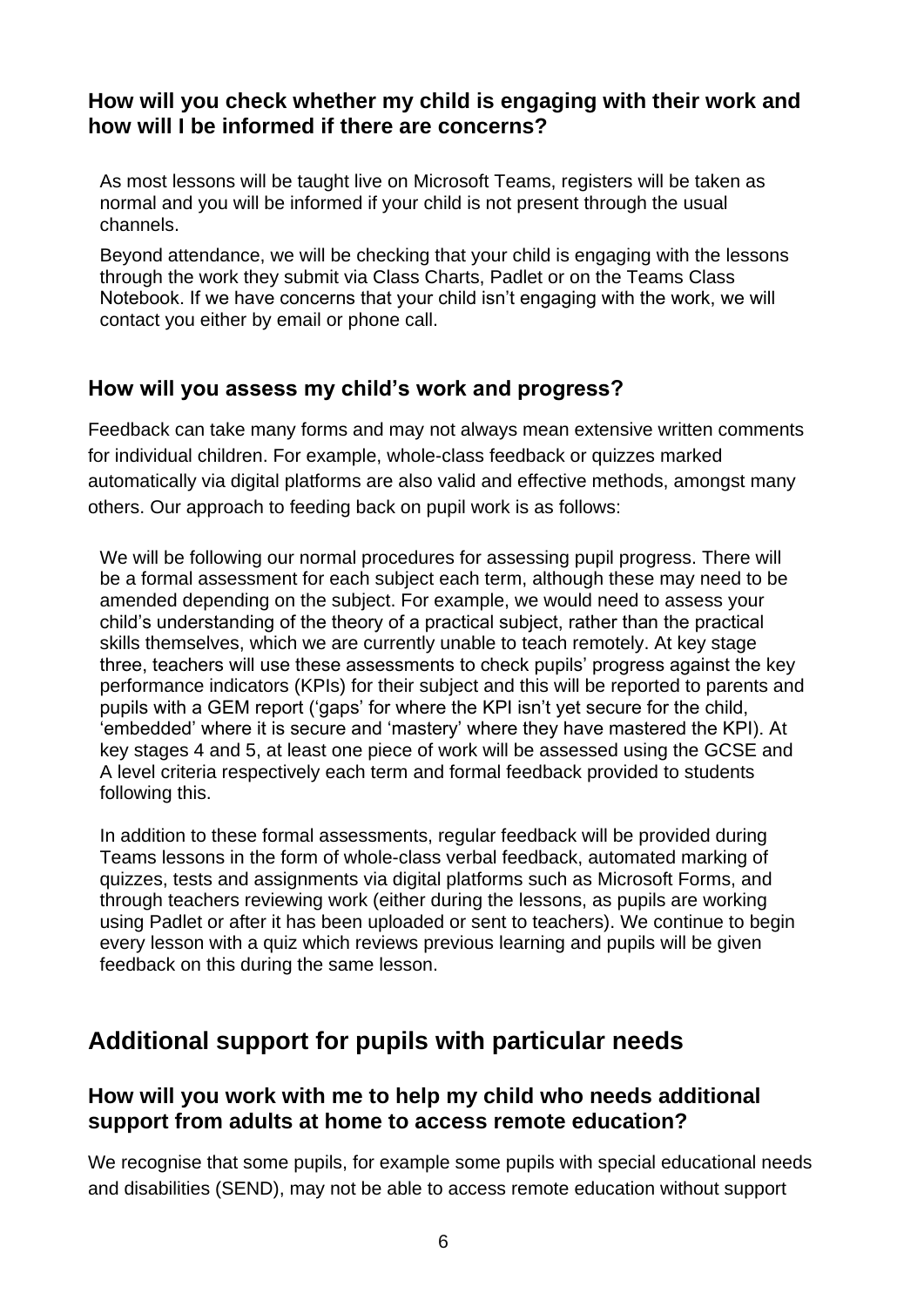### How will you check whether my child is engaging with their work and how will I be informed if there are concerns?

As most lessons will be taught live on Microsoft Teams, registers will be taken as normal and you will be informed if your child is not present through the usual channels.

Beyond attendance, we will be checking that your child is engaging with the lessons through the work they submit via Class Charts, Padlet or on the Teams Class Notebook. If we have concerns that your child isn't engaging with the work, we will contact you either by email or phone call.

### How will you assess my child's work and progress?

Feedback can take many forms and may not always mean extensive written comments for individual children. For example, whole-class feedback or quizzes marked automatically via digital platforms are also valid and effective methods, amongst many others. Our approach to feeding back on pupil work is as follows:

We will be following our normal procedures for assessing pupil progress. There will be a formal assessment for each subject each term, although these may need to be amended depending on the subject. For example, we would need to assess your child's understanding of the theory of a practical subject, rather than the practical skills themselves, which we are currently unable to teach remotely. At key stage three, teachers will use these assessments to check pupils' progress against the key performance indicators (KPIs) for their subject and this will be reported to parents and pupils with a GEM report ('gaps' for where the KPI isn't yet secure for the child, 'embedded' where it is secure and 'mastery' where they have mastered the KPI). At key stages 4 and 5, at least one piece of work will be assessed using the GCSE and A level criteria respectively each term and formal feedback provided to students following this.

In addition to these formal assessments, regular feedback will be provided during Teams lessons in the form of whole-class verbal feedback, automated marking of quizzes, tests and assignments via digital platforms such as Microsoft Forms, and through teachers reviewing work (either during the lessons, as pupils are working using Padlet or after it has been uploaded or sent to teachers). We continue to begin every lesson with a quiz which reviews previous learning and pupils will be given feedback on this during the same lesson.

## Additional support for pupils with particular needs

### How will you work with me to help my child who needs additional support from adults at home to access remote education?

We recognise that some pupils, for example some pupils with special educational needs and disabilities (SEND), may not be able to access remote education without support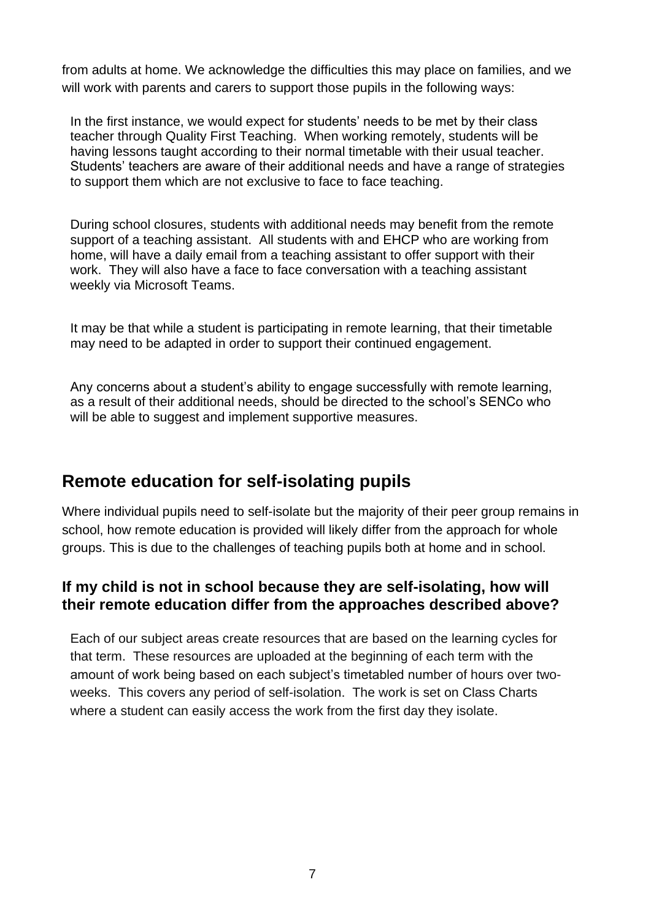from adults at home. We acknowledge the difficulties this may place on families, and we will work with parents and carers to support those pupils in the following ways:

In the first instance, we would expect for students' needs to be met by their class teacher through Quality First Teaching. When working remotely, students will be having lessons taught according to their normal timetable with their usual teacher. Students' teachers are aware of their additional needs and have a range of strategies to support them which are not exclusive to face to face teaching.

During school closures, students with additional needs may benefit from the remote support of a teaching assistant. All students with and EHCP who are working from home, will have a daily email from a teaching assistant to offer support with their work. They will also have a face to face conversation with a teaching assistant weekly via Microsoft Teams.

It may be that while a student is participating in remote learning, that their timetable may need to be adapted in order to support their continued engagement.

Any concerns about a student's ability to engage successfully with remote learning, as a result of their additional needs, should be directed to the school's SENCo who will be able to suggest and implement supportive measures.

## Remote education for self-isolating pupils

Where individual pupils need to self-isolate but the majority of their peer group remains in school, how remote education is provided will likely differ from the approach for whole groups. This is due to the challenges of teaching pupils both at home and in school.

### If my child is not in school because they are self-isolating, how will their remote education differ from the approaches described above?

Each of our subject areas create resources that are based on the learning cycles for that term. These resources are uploaded at the beginning of each term with the amount of work being based on each subject's timetabled number of hours over two-weeks. This covers any period of self-isolation. The work is set on Class Charts where a student can easily access the work from the first day they isolate.